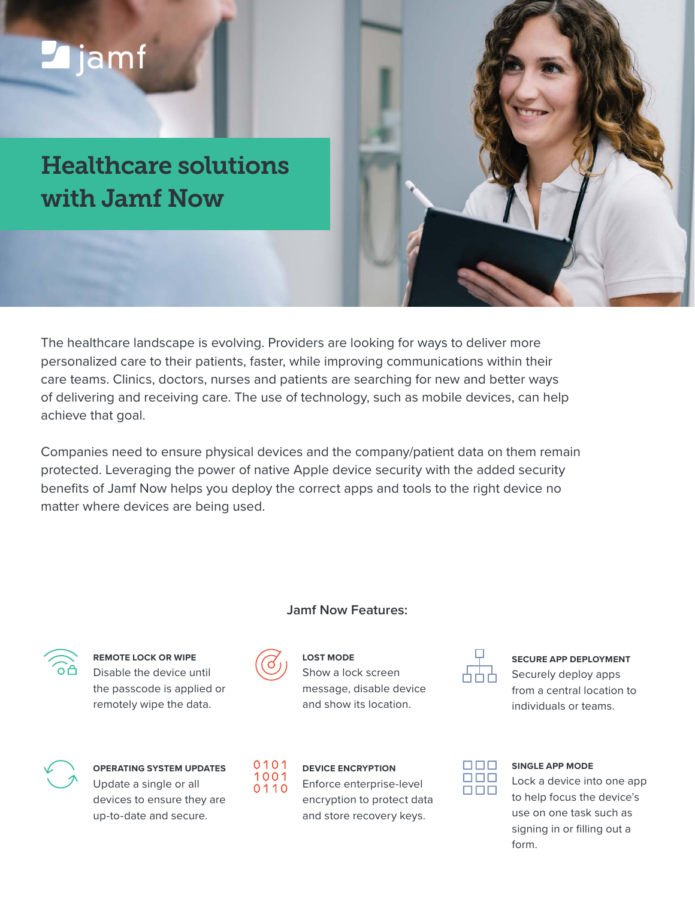jamf

# Healthcare solutions with Jamf Now

The healthcare landscape is evolving. Providers are looking for ways to deliver more personalized care to their patients, faster, while improving communications within their care teams. Clinics, doctors, nurses and patients are searching for new and better ways of delivering and receiving care. The use of technology, such as mobile devices, can help achieve that goal.

Companies need to ensure physical devices and the company/patient data on them remain protected. Leveraging the power of native Apple device security with the added security benefits of Jamf Now helps you deploy the correct apps and tools to the right device no matter where devices are being used.

## Jamf Now Features:

**REMOTE LOCK OR WIPE**
Disable the device until the passcode is applied or remotely wipe the data.

**LOST MODE**
Show a lock screen message, disable device and show its location.

**SECURE APP DEPLOYMENT**
Securely deploy apps from a central location to individuals or teams.

**OPERATING SYSTEM UPDATES**
Update a single or all devices to ensure they are up-to-date and secure.

**DEVICE ENCRYPTION**
Enforce enterprise-level encryption to protect data and store recovery keys.

**SINGLE APP MODE**
Lock a device into one app to help focus the device's use on one task such as signing in or filling out a form.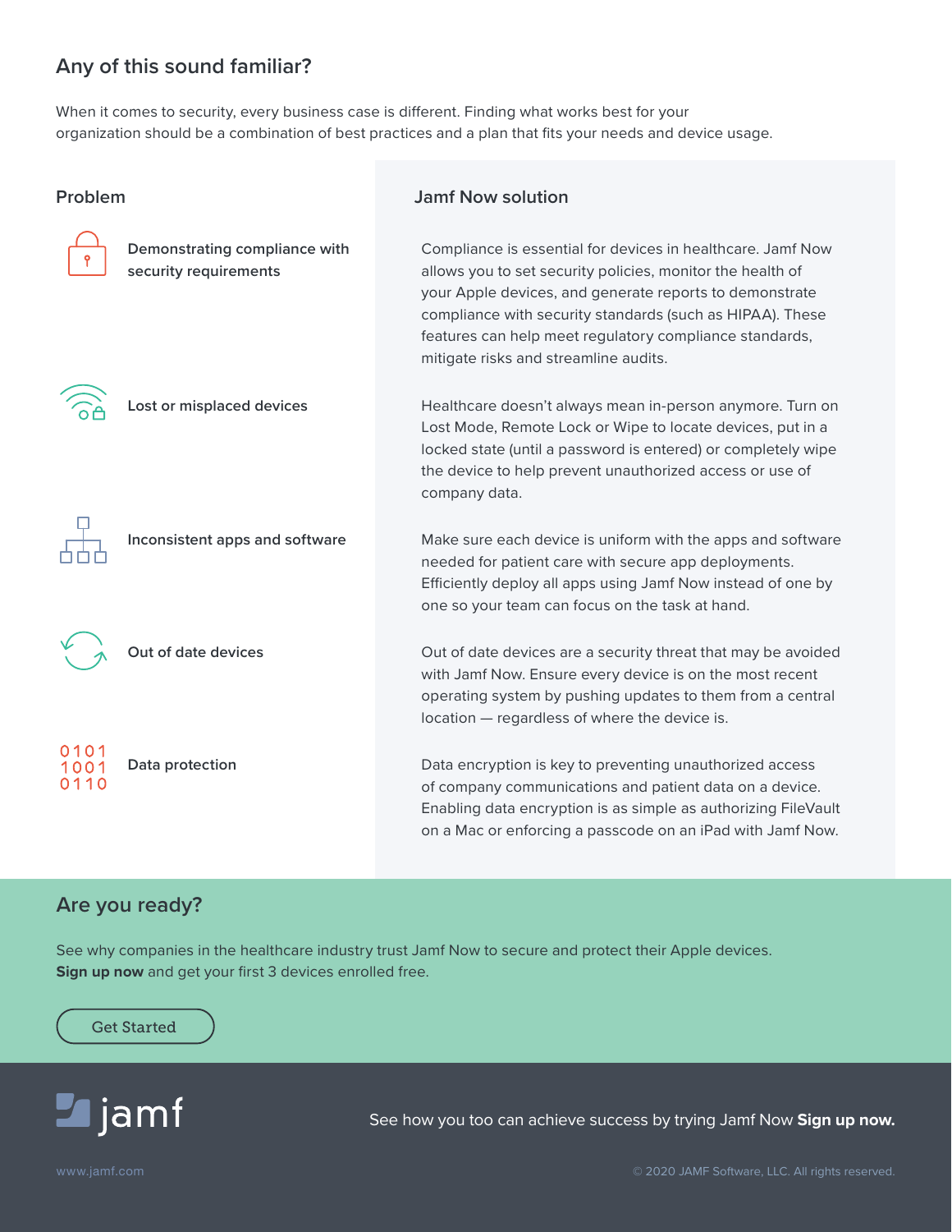## Any of this sound familiar?

When it comes to security, every business case is different. Finding what works best for your organization should be a combination of best practices and a plan that fits your needs and device usage.

| Problem | Jamf Now solution |
| --- | --- |
| Demonstrating compliance with security requirements | Compliance is essential for devices in healthcare. Jamf Now allows you to set security policies, monitor the health of your Apple devices, and generate reports to demonstrate compliance with security standards (such as HIPAA). These features can help meet regulatory compliance standards, mitigate risks and streamline audits. |
| Lost or misplaced devices | Healthcare doesn't always mean in-person anymore. Turn on Lost Mode, Remote Lock or Wipe to locate devices, put in a locked state (until a password is entered) or completely wipe the device to help prevent unauthorized access or use of company data. |
| Inconsistent apps and software | Make sure each device is uniform with the apps and software needed for patient care with secure app deployments. Efficiently deploy all apps using Jamf Now instead of one by one so your team can focus on the task at hand. |
| Out of date devices | Out of date devices are a security threat that may be avoided with Jamf Now. Ensure every device is on the most recent operating system by pushing updates to them from a central location — regardless of where the device is. |
| Data protection | Data encryption is key to preventing unauthorized access of company communications and patient data on a device. Enabling data encryption is as simple as authorizing FileVault on a Mac or enforcing a passcode on an iPad with Jamf Now. |

## Are you ready?

See why companies in the healthcare industry trust Jamf Now to secure and protect their Apple devices. **Sign up now** and get your first 3 devices enrolled free.

Get Started

jamf

See how you too can achieve success by trying Jamf Now **Sign up now.**

www.jamf.com

© 2020 JAMF Software, LLC. All rights reserved.